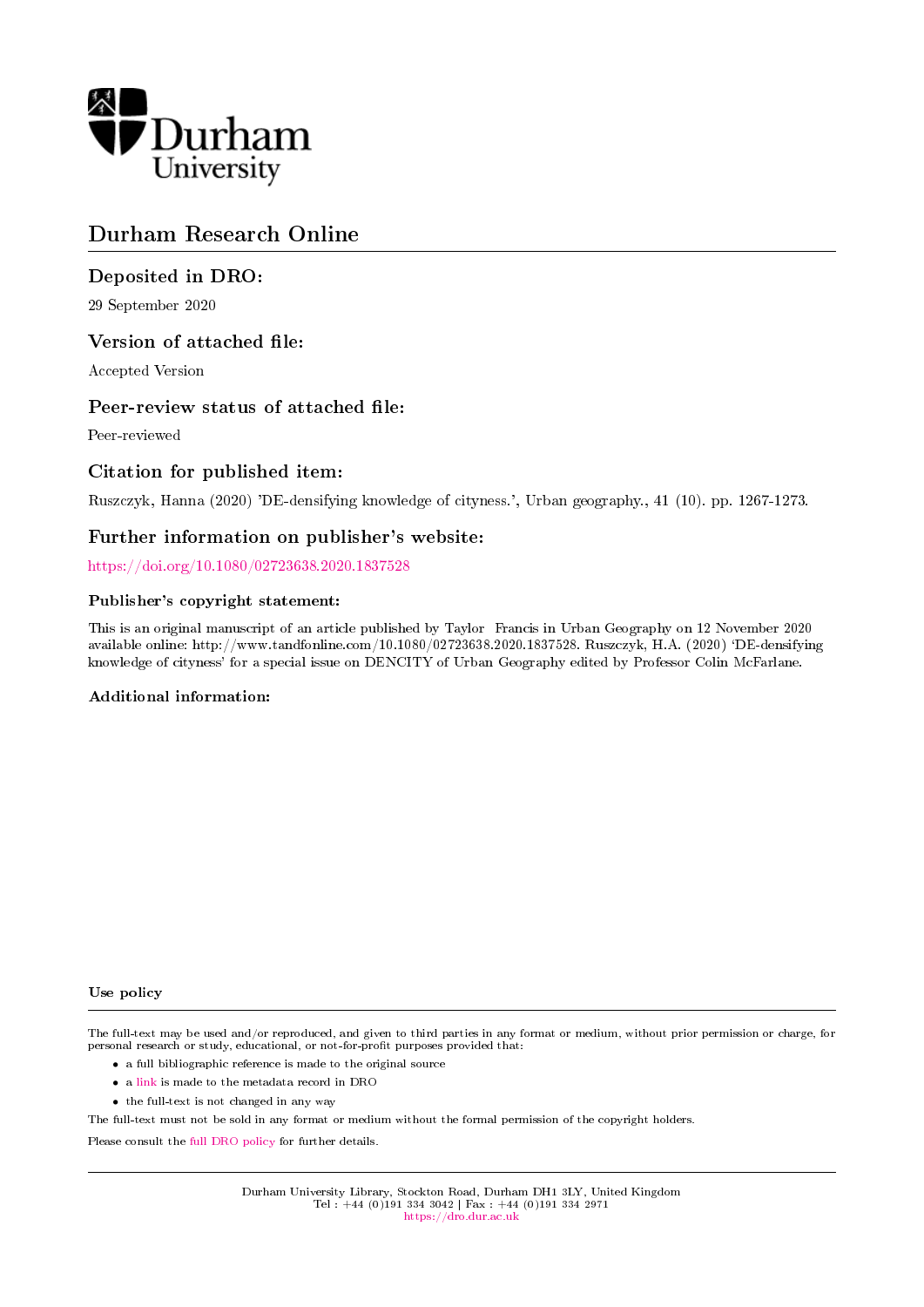Durham University

# Durham Research Online

## Deposited in DRO:

29 September 2020

## Version of attached file:

Accepted Version

## Peer-review status of attached file:

Peer-reviewed

## Citation for published item:

Ruszczyk, Hanna (2020) 'DE-densifying knowledge of cityness.', Urban geography., 41 (10). pp. 1267-1273.

## Further information on publisher's website:

https://doi.org/10.1080/02723638.2020.1837528

### Publisher's copyright statement:

This is an original manuscript of an article published by Taylor Francis in Urban Geography on 12 November 2020 available online: http://www.tandfonline.com/10.1080/02723638.2020.1837528. Ruszczyk, H.A. (2020) 'DE-densifying knowledge of cityness' for a special issue on DENCITY of Urban Geography edited by Professor Colin McFarlane.

### Additional information:

### Use policy

The full-text may be used and/or reproduced, and given to third parties in any format or medium, without prior permission or charge, for personal research or study, educational, or not-for-profit purposes provided that:

- a full bibliographic reference is made to the original source
- a link is made to the metadata record in DRO
- the full-text is not changed in any way

The full-text must not be sold in any format or medium without the formal permission of the copyright holders.

Please consult the full DRO policy for further details.

Durham University Library, Stockton Road, Durham DH1 3LY, United Kingdom
Tel : +44 (0)191 334 3042 | Fax : +44 (0)191 334 2971
https://dro.dur.ac.uk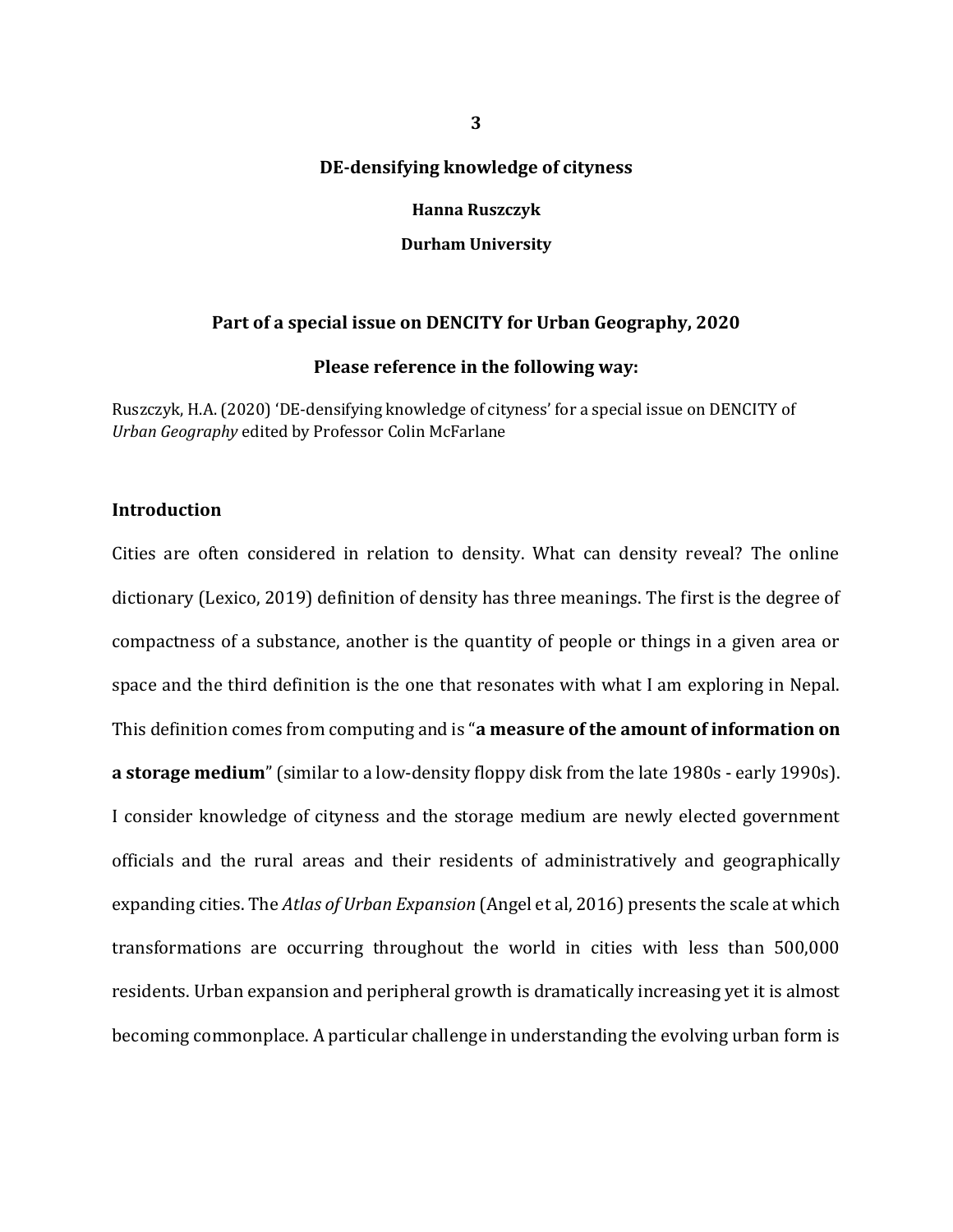# DE-densifying knowledge of cityness

**Hanna Ruszczyk**

**Durham University**

**Part of a special issue on DENCITY for Urban Geography, 2020**

**Please reference in the following way:**

Ruszczyk, H.A. (2020) 'DE-densifying knowledge of cityness' for a special issue on DENCITY of *Urban Geography* edited by Professor Colin McFarlane

## Introduction

Cities are often considered in relation to density. What can density reveal? The online dictionary (Lexico, 2019) definition of density has three meanings. The first is the degree of compactness of a substance, another is the quantity of people or things in a given area or space and the third definition is the one that resonates with what I am exploring in Nepal. This definition comes from computing and is "**a measure of the amount of information on a storage medium**" (similar to a low-density floppy disk from the late 1980s - early 1990s). I consider knowledge of cityness and the storage medium are newly elected government officials and the rural areas and their residents of administratively and geographically expanding cities. The *Atlas of Urban Expansion* (Angel et al, 2016) presents the scale at which transformations are occurring throughout the world in cities with less than 500,000 residents. Urban expansion and peripheral growth is dramatically increasing yet it is almost becoming commonplace. A particular challenge in understanding the evolving urban form is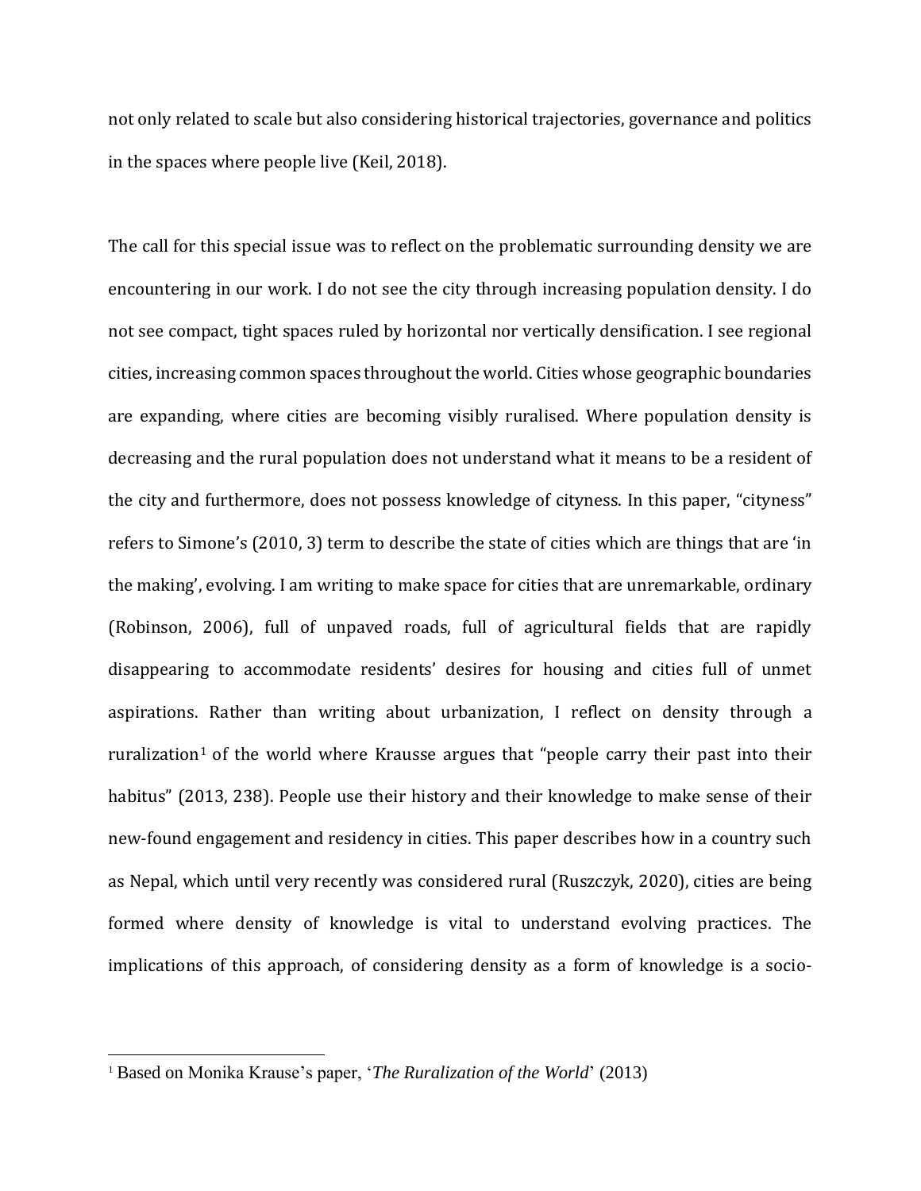not only related to scale but also considering historical trajectories, governance and politics in the spaces where people live (Keil, 2018).

The call for this special issue was to reflect on the problematic surrounding density we are encountering in our work. I do not see the city through increasing population density. I do not see compact, tight spaces ruled by horizontal nor vertically densification. I see regional cities, increasing common spaces throughout the world. Cities whose geographic boundaries are expanding, where cities are becoming visibly ruralised. Where population density is decreasing and the rural population does not understand what it means to be a resident of the city and furthermore, does not possess knowledge of cityness. In this paper, "cityness" refers to Simone's (2010, 3) term to describe the state of cities which are things that are 'in the making', evolving. I am writing to make space for cities that are unremarkable, ordinary (Robinson, 2006), full of unpaved roads, full of agricultural fields that are rapidly disappearing to accommodate residents' desires for housing and cities full of unmet aspirations. Rather than writing about urbanization, I reflect on density through a ruralization[1] of the world where Krausse argues that "people carry their past into their habitus" (2013, 238). People use their history and their knowledge to make sense of their new-found engagement and residency in cities. This paper describes how in a country such as Nepal, which until very recently was considered rural (Ruszczyk, 2020), cities are being formed where density of knowledge is vital to understand evolving practices. The implications of this approach, of considering density as a form of knowledge is a socio-

[1] Based on Monika Krause's paper, '*The Ruralization of the World*' (2013)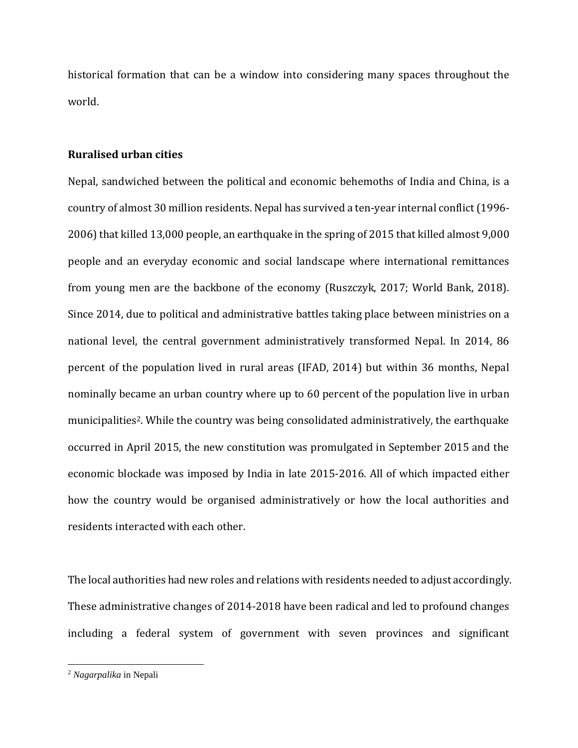historical formation that can be a window into considering many spaces throughout the world.

## Ruralised urban cities

Nepal, sandwiched between the political and economic behemoths of India and China, is a country of almost 30 million residents. Nepal has survived a ten-year internal conflict (1996-2006) that killed 13,000 people, an earthquake in the spring of 2015 that killed almost 9,000 people and an everyday economic and social landscape where international remittances from young men are the backbone of the economy (Ruszczyk, 2017; World Bank, 2018). Since 2014, due to political and administrative battles taking place between ministries on a national level, the central government administratively transformed Nepal. In 2014, 86 percent of the population lived in rural areas (IFAD, 2014) but within 36 months, Nepal nominally became an urban country where up to 60 percent of the population live in urban municipalities[2]. While the country was being consolidated administratively, the earthquake occurred in April 2015, the new constitution was promulgated in September 2015 and the economic blockade was imposed by India in late 2015-2016. All of which impacted either how the country would be organised administratively or how the local authorities and residents interacted with each other.

The local authorities had new roles and relations with residents needed to adjust accordingly. These administrative changes of 2014-2018 have been radical and led to profound changes including a federal system of government with seven provinces and significant

[2] *Nagarpalika* in Nepali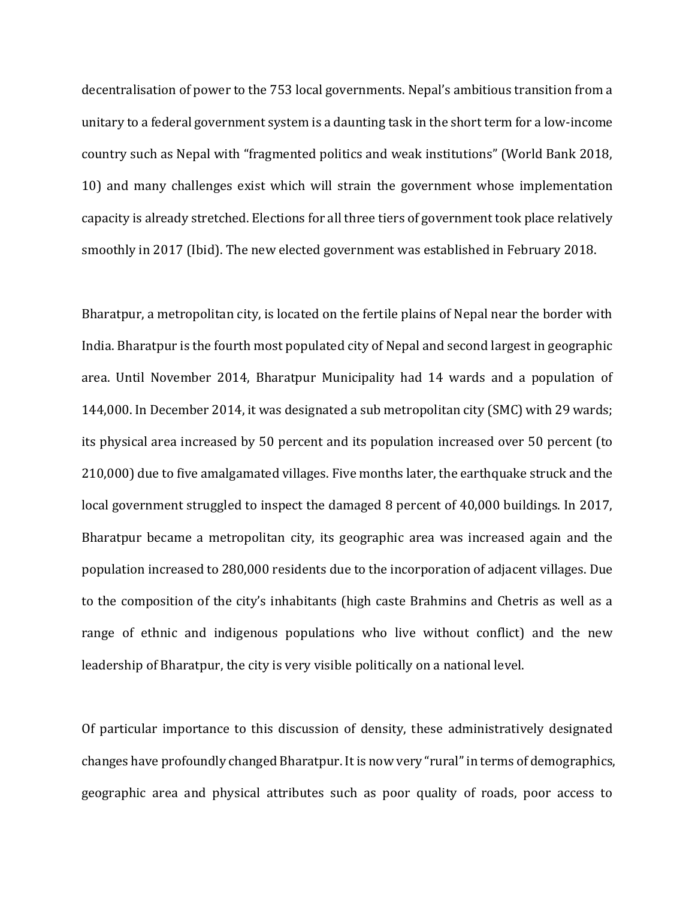decentralisation of power to the 753 local governments. Nepal's ambitious transition from a unitary to a federal government system is a daunting task in the short term for a low-income country such as Nepal with "fragmented politics and weak institutions" (World Bank 2018, 10) and many challenges exist which will strain the government whose implementation capacity is already stretched. Elections for all three tiers of government took place relatively smoothly in 2017 (Ibid). The new elected government was established in February 2018.

Bharatpur, a metropolitan city, is located on the fertile plains of Nepal near the border with India. Bharatpur is the fourth most populated city of Nepal and second largest in geographic area. Until November 2014, Bharatpur Municipality had 14 wards and a population of 144,000. In December 2014, it was designated a sub metropolitan city (SMC) with 29 wards; its physical area increased by 50 percent and its population increased over 50 percent (to 210,000) due to five amalgamated villages. Five months later, the earthquake struck and the local government struggled to inspect the damaged 8 percent of 40,000 buildings. In 2017, Bharatpur became a metropolitan city, its geographic area was increased again and the population increased to 280,000 residents due to the incorporation of adjacent villages. Due to the composition of the city's inhabitants (high caste Brahmins and Chetris as well as a range of ethnic and indigenous populations who live without conflict) and the new leadership of Bharatpur, the city is very visible politically on a national level.

Of particular importance to this discussion of density, these administratively designated changes have profoundly changed Bharatpur. It is now very "rural" in terms of demographics, geographic area and physical attributes such as poor quality of roads, poor access to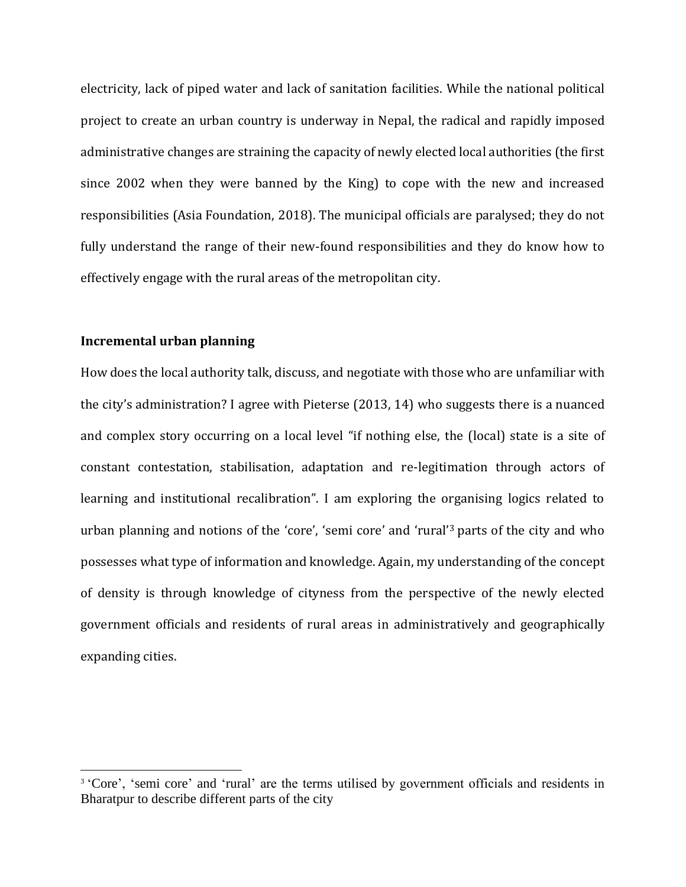electricity, lack of piped water and lack of sanitation facilities. While the national political project to create an urban country is underway in Nepal, the radical and rapidly imposed administrative changes are straining the capacity of newly elected local authorities (the first since 2002 when they were banned by the King) to cope with the new and increased responsibilities (Asia Foundation, 2018). The municipal officials are paralysed; they do not fully understand the range of their new-found responsibilities and they do know how to effectively engage with the rural areas of the metropolitan city.

## Incremental urban planning

How does the local authority talk, discuss, and negotiate with those who are unfamiliar with the city's administration? I agree with Pieterse (2013, 14) who suggests there is a nuanced and complex story occurring on a local level "if nothing else, the (local) state is a site of constant contestation, stabilisation, adaptation and re-legitimation through actors of learning and institutional recalibration". I am exploring the organising logics related to urban planning and notions of the 'core', 'semi core' and 'rural'[3] parts of the city and who possesses what type of information and knowledge. Again, my understanding of the concept of density is through knowledge of cityness from the perspective of the newly elected government officials and residents of rural areas in administratively and geographically expanding cities.

[3] 'Core', 'semi core' and 'rural' are the terms utilised by government officials and residents in Bharatpur to describe different parts of the city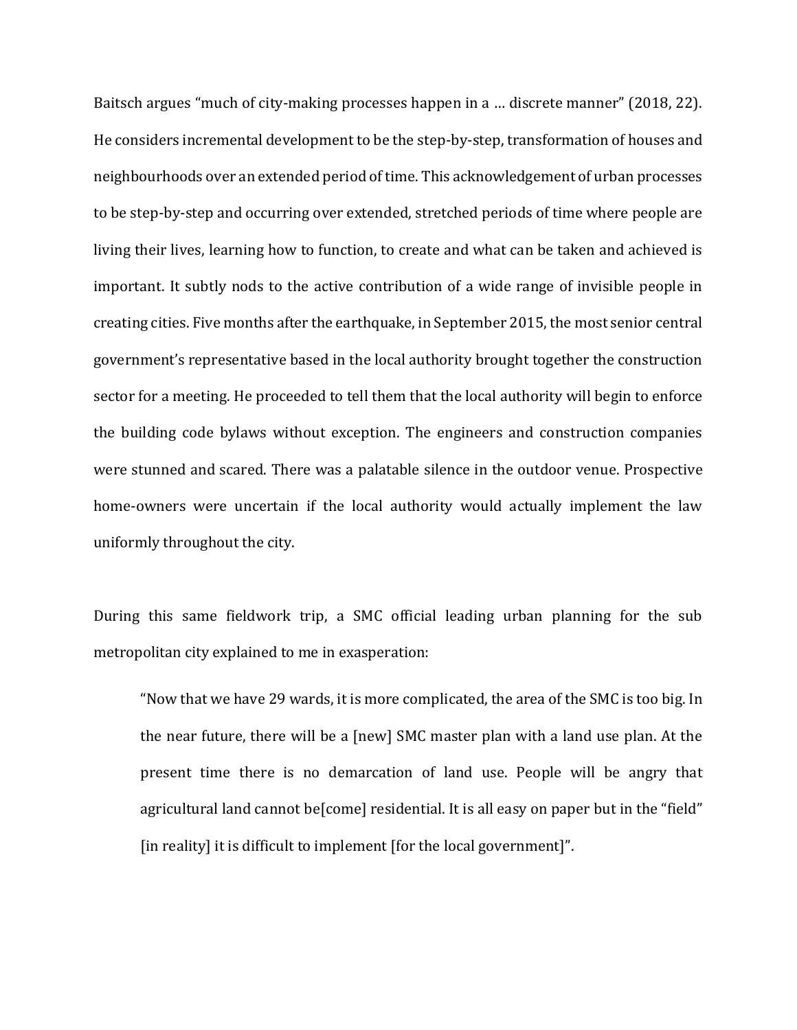Baitsch argues "much of city-making processes happen in a … discrete manner" (2018, 22). He considers incremental development to be the step-by-step, transformation of houses and neighbourhoods over an extended period of time. This acknowledgement of urban processes to be step-by-step and occurring over extended, stretched periods of time where people are living their lives, learning how to function, to create and what can be taken and achieved is important. It subtly nods to the active contribution of a wide range of invisible people in creating cities. Five months after the earthquake, in September 2015, the most senior central government's representative based in the local authority brought together the construction sector for a meeting. He proceeded to tell them that the local authority will begin to enforce the building code bylaws without exception. The engineers and construction companies were stunned and scared. There was a palatable silence in the outdoor venue. Prospective home-owners were uncertain if the local authority would actually implement the law uniformly throughout the city.

During this same fieldwork trip, a SMC official leading urban planning for the sub metropolitan city explained to me in exasperation:

> "Now that we have 29 wards, it is more complicated, the area of the SMC is too big. In the near future, there will be a [new] SMC master plan with a land use plan. At the present time there is no demarcation of land use. People will be angry that agricultural land cannot be[come] residential. It is all easy on paper but in the "field" [in reality] it is difficult to implement [for the local government]".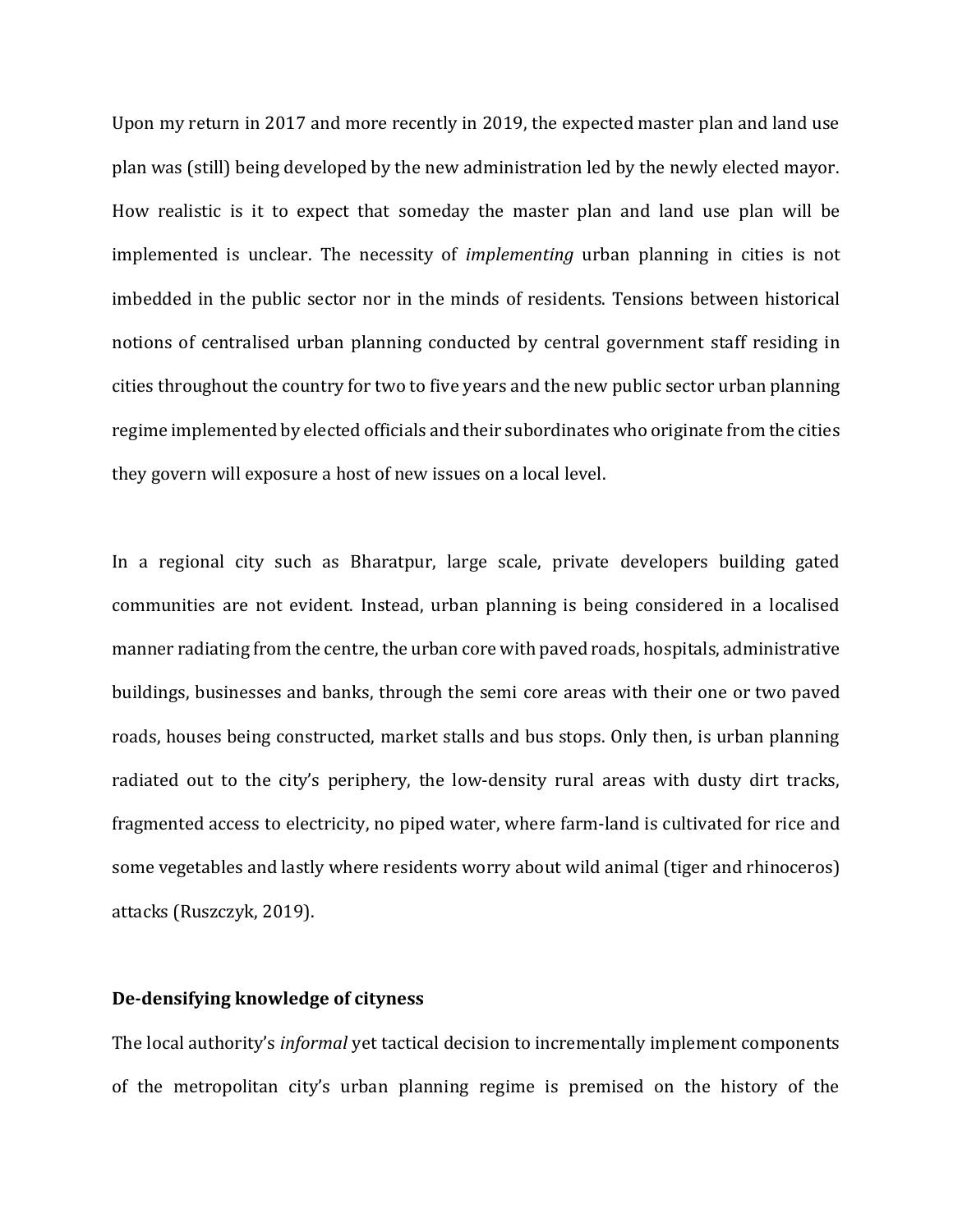Upon my return in 2017 and more recently in 2019, the expected master plan and land use plan was (still) being developed by the new administration led by the newly elected mayor. How realistic is it to expect that someday the master plan and land use plan will be implemented is unclear. The necessity of *implementing* urban planning in cities is not imbedded in the public sector nor in the minds of residents. Tensions between historical notions of centralised urban planning conducted by central government staff residing in cities throughout the country for two to five years and the new public sector urban planning regime implemented by elected officials and their subordinates who originate from the cities they govern will exposure a host of new issues on a local level.

In a regional city such as Bharatpur, large scale, private developers building gated communities are not evident. Instead, urban planning is being considered in a localised manner radiating from the centre, the urban core with paved roads, hospitals, administrative buildings, businesses and banks, through the semi core areas with their one or two paved roads, houses being constructed, market stalls and bus stops. Only then, is urban planning radiated out to the city's periphery, the low-density rural areas with dusty dirt tracks, fragmented access to electricity, no piped water, where farm-land is cultivated for rice and some vegetables and lastly where residents worry about wild animal (tiger and rhinoceros) attacks (Ruszczyk, 2019).

**De-densifying knowledge of cityness**

The local authority's *informal* yet tactical decision to incrementally implement components of the metropolitan city's urban planning regime is premised on the history of the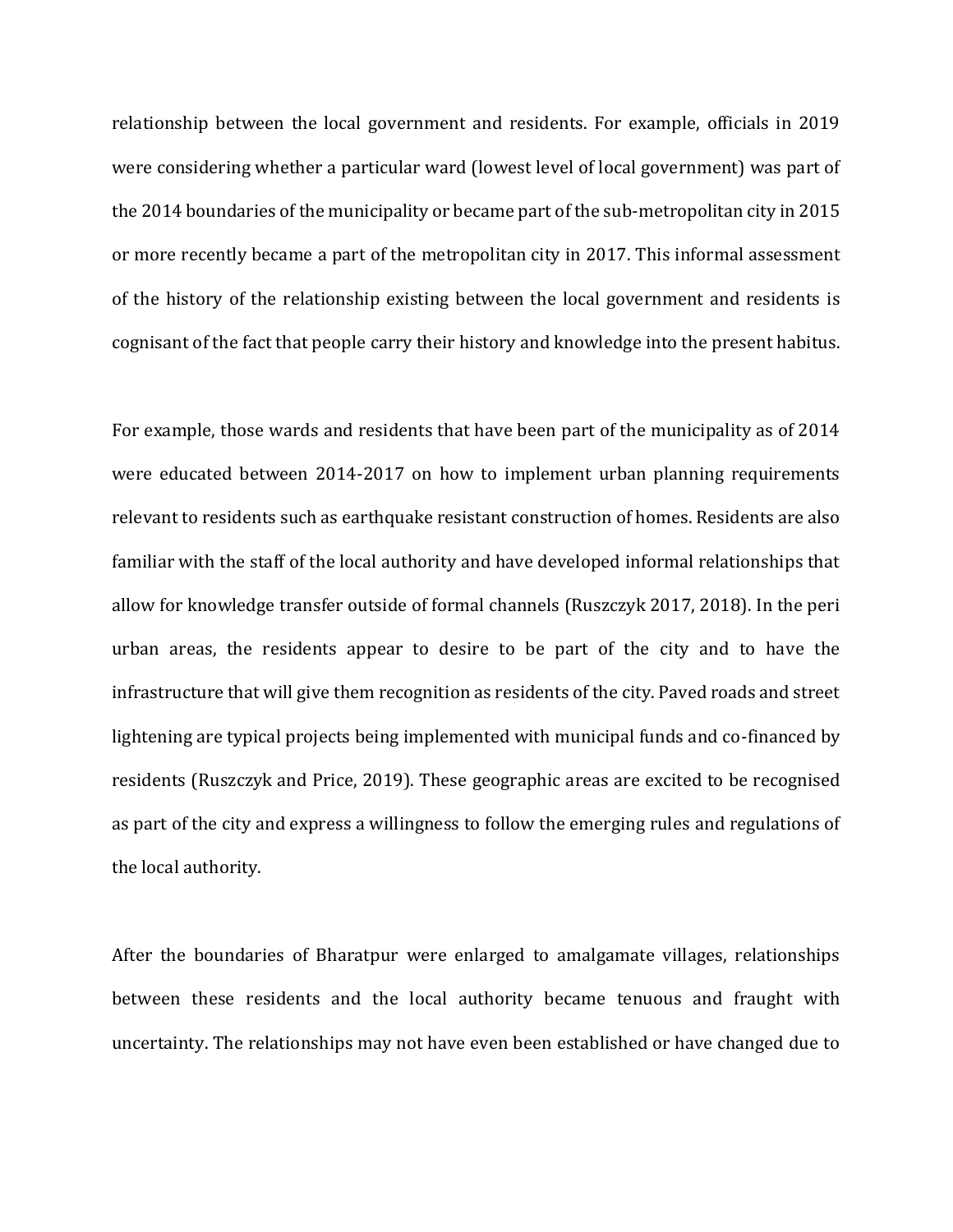relationship between the local government and residents. For example, officials in 2019 were considering whether a particular ward (lowest level of local government) was part of the 2014 boundaries of the municipality or became part of the sub-metropolitan city in 2015 or more recently became a part of the metropolitan city in 2017. This informal assessment of the history of the relationship existing between the local government and residents is cognisant of the fact that people carry their history and knowledge into the present habitus.

For example, those wards and residents that have been part of the municipality as of 2014 were educated between 2014-2017 on how to implement urban planning requirements relevant to residents such as earthquake resistant construction of homes. Residents are also familiar with the staff of the local authority and have developed informal relationships that allow for knowledge transfer outside of formal channels (Ruszczyk 2017, 2018). In the peri urban areas, the residents appear to desire to be part of the city and to have the infrastructure that will give them recognition as residents of the city. Paved roads and street lightening are typical projects being implemented with municipal funds and co-financed by residents (Ruszczyk and Price, 2019). These geographic areas are excited to be recognised as part of the city and express a willingness to follow the emerging rules and regulations of the local authority.

After the boundaries of Bharatpur were enlarged to amalgamate villages, relationships between these residents and the local authority became tenuous and fraught with uncertainty. The relationships may not have even been established or have changed due to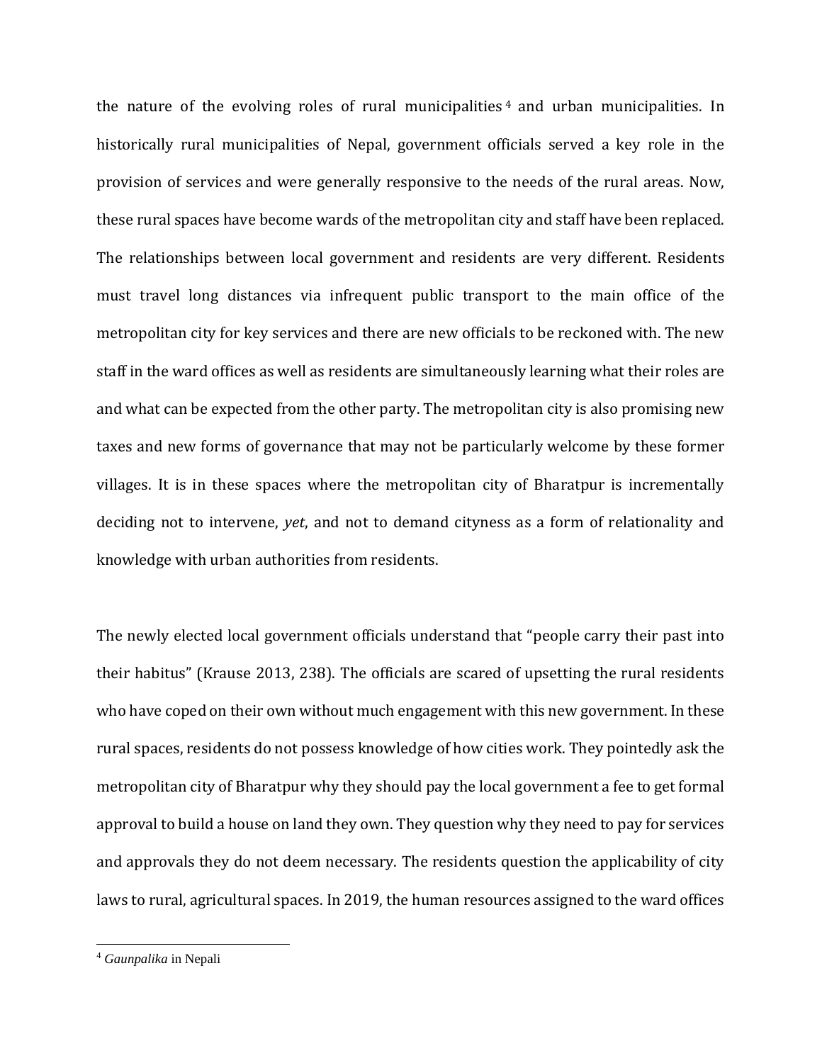the nature of the evolving roles of rural municipalities[4] and urban municipalities. In historically rural municipalities of Nepal, government officials served a key role in the provision of services and were generally responsive to the needs of the rural areas. Now, these rural spaces have become wards of the metropolitan city and staff have been replaced. The relationships between local government and residents are very different. Residents must travel long distances via infrequent public transport to the main office of the metropolitan city for key services and there are new officials to be reckoned with. The new staff in the ward offices as well as residents are simultaneously learning what their roles are and what can be expected from the other party. The metropolitan city is also promising new taxes and new forms of governance that may not be particularly welcome by these former villages. It is in these spaces where the metropolitan city of Bharatpur is incrementally deciding not to intervene, *yet*, and not to demand cityness as a form of relationality and knowledge with urban authorities from residents.

The newly elected local government officials understand that "people carry their past into their habitus" (Krause 2013, 238). The officials are scared of upsetting the rural residents who have coped on their own without much engagement with this new government. In these rural spaces, residents do not possess knowledge of how cities work. They pointedly ask the metropolitan city of Bharatpur why they should pay the local government a fee to get formal approval to build a house on land they own. They question why they need to pay for services and approvals they do not deem necessary. The residents question the applicability of city laws to rural, agricultural spaces. In 2019, the human resources assigned to the ward offices

[4] *Gaunpalika* in Nepali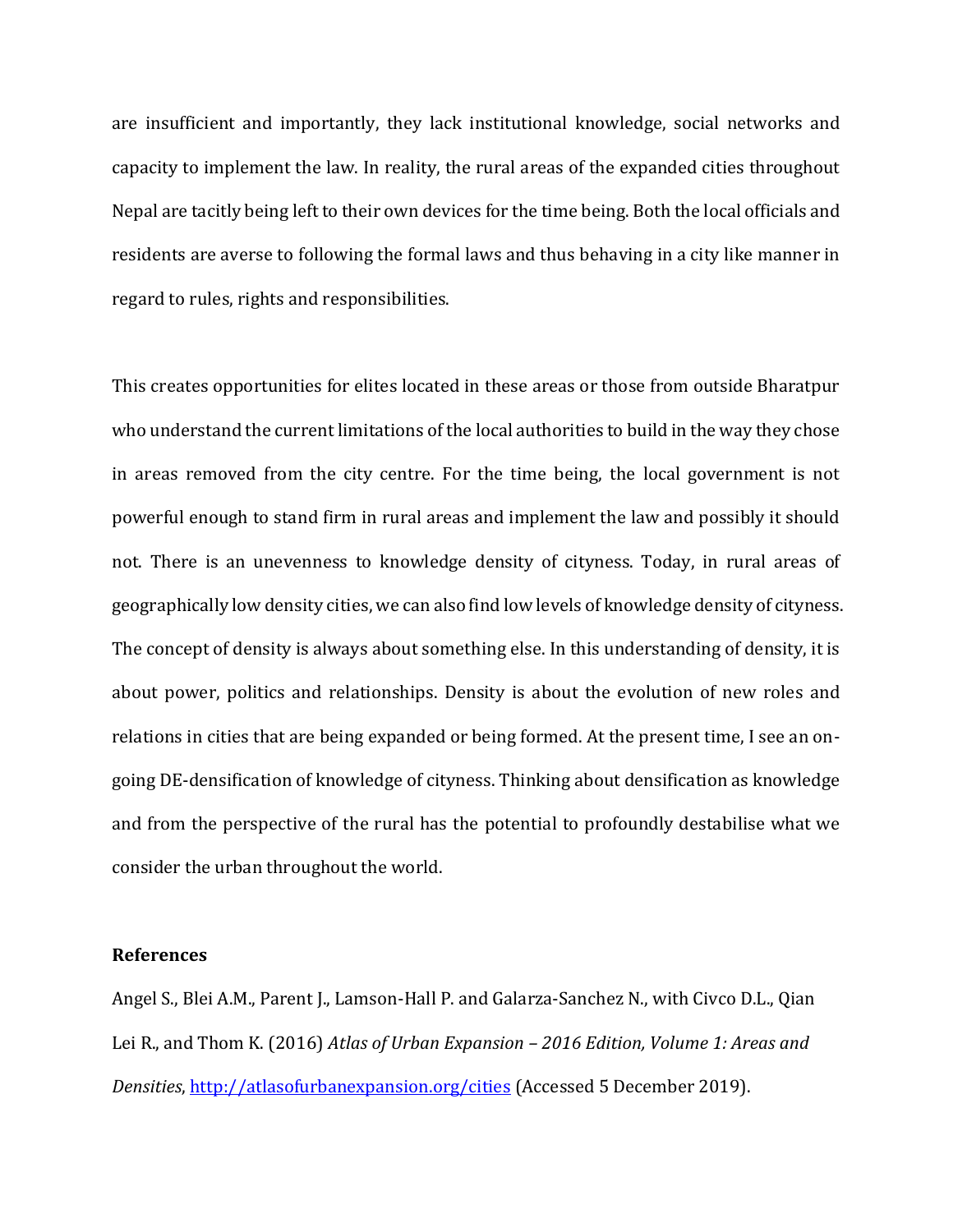are insufficient and importantly, they lack institutional knowledge, social networks and capacity to implement the law. In reality, the rural areas of the expanded cities throughout Nepal are tacitly being left to their own devices for the time being. Both the local officials and residents are averse to following the formal laws and thus behaving in a city like manner in regard to rules, rights and responsibilities.

This creates opportunities for elites located in these areas or those from outside Bharatpur who understand the current limitations of the local authorities to build in the way they chose in areas removed from the city centre. For the time being, the local government is not powerful enough to stand firm in rural areas and implement the law and possibly it should not. There is an unevenness to knowledge density of cityness. Today, in rural areas of geographically low density cities, we can also find low levels of knowledge density of cityness. The concept of density is always about something else. In this understanding of density, it is about power, politics and relationships. Density is about the evolution of new roles and relations in cities that are being expanded or being formed. At the present time, I see an on-going DE-densification of knowledge of cityness. Thinking about densification as knowledge and from the perspective of the rural has the potential to profoundly destabilise what we consider the urban throughout the world.

## References

Angel S., Blei A.M., Parent J., Lamson-Hall P. and Galarza-Sanchez N., with Civco D.L., Qian Lei R., and Thom K. (2016) *Atlas of Urban Expansion – 2016 Edition, Volume 1: Areas and Densities*, http://atlasofurbanexpansion.org/cities (Accessed 5 December 2019).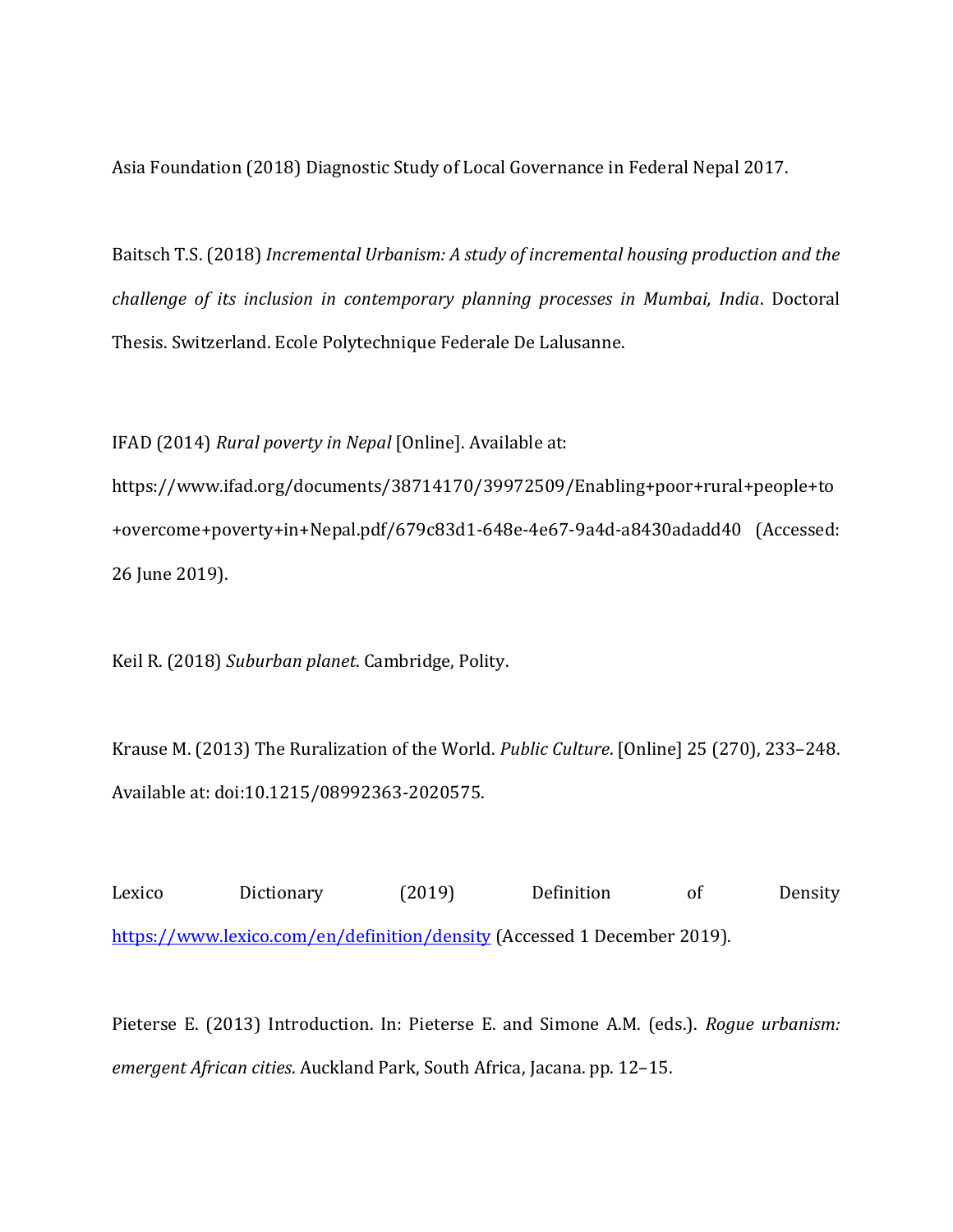Asia Foundation (2018) Diagnostic Study of Local Governance in Federal Nepal 2017.

Baitsch T.S. (2018) *Incremental Urbanism: A study of incremental housing production and the challenge of its inclusion in contemporary planning processes in Mumbai, India*. Doctoral Thesis. Switzerland. Ecole Polytechnique Federale De Lalusanne.

IFAD (2014) *Rural poverty in Nepal* [Online]. Available at: https://www.ifad.org/documents/38714170/39972509/Enabling+poor+rural+people+to+overcome+poverty+in+Nepal.pdf/679c83d1-648e-4e67-9a4d-a8430adadd40 (Accessed: 26 June 2019).

Keil R. (2018) *Suburban planet*. Cambridge, Polity.

Krause M. (2013) The Ruralization of the World. *Public Culture*. [Online] 25 (270), 233–248. Available at: doi:10.1215/08992363-2020575.

Lexico Dictionary (2019) Definition of Density https://www.lexico.com/en/definition/density (Accessed 1 December 2019).

Pieterse E. (2013) Introduction. In: Pieterse E. and Simone A.M. (eds.). *Rogue urbanism: emergent African cities*. Auckland Park, South Africa, Jacana. pp. 12–15.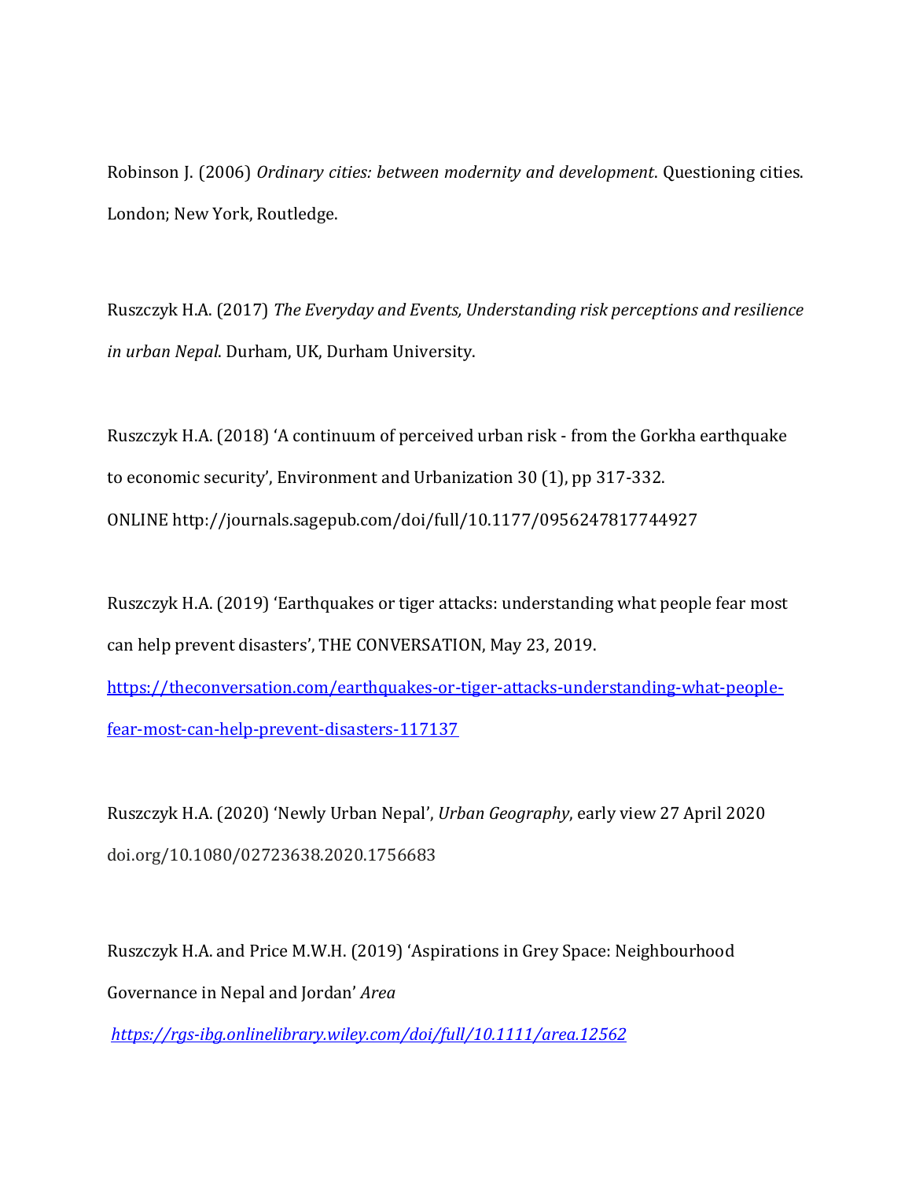Robinson J. (2006) *Ordinary cities: between modernity and development*. Questioning cities. London; New York, Routledge.

Ruszczyk H.A. (2017) *The Everyday and Events, Understanding risk perceptions and resilience in urban Nepal*. Durham, UK, Durham University.

Ruszczyk H.A. (2018) 'A continuum of perceived urban risk - from the Gorkha earthquake to economic security', Environment and Urbanization 30 (1), pp 317-332. ONLINE http://journals.sagepub.com/doi/full/10.1177/0956247817744927

Ruszczyk H.A. (2019) 'Earthquakes or tiger attacks: understanding what people fear most can help prevent disasters', THE CONVERSATION, May 23, 2019. https://theconversation.com/earthquakes-or-tiger-attacks-understanding-what-people-fear-most-can-help-prevent-disasters-117137

Ruszczyk H.A. (2020) 'Newly Urban Nepal', *Urban Geography*, early view 27 April 2020 doi.org/10.1080/02723638.2020.1756683

Ruszczyk H.A. and Price M.W.H. (2019) 'Aspirations in Grey Space: Neighbourhood Governance in Nepal and Jordan' *Area*
*https://rgs-ibg.onlinelibrary.wiley.com/doi/full/10.1111/area.12562*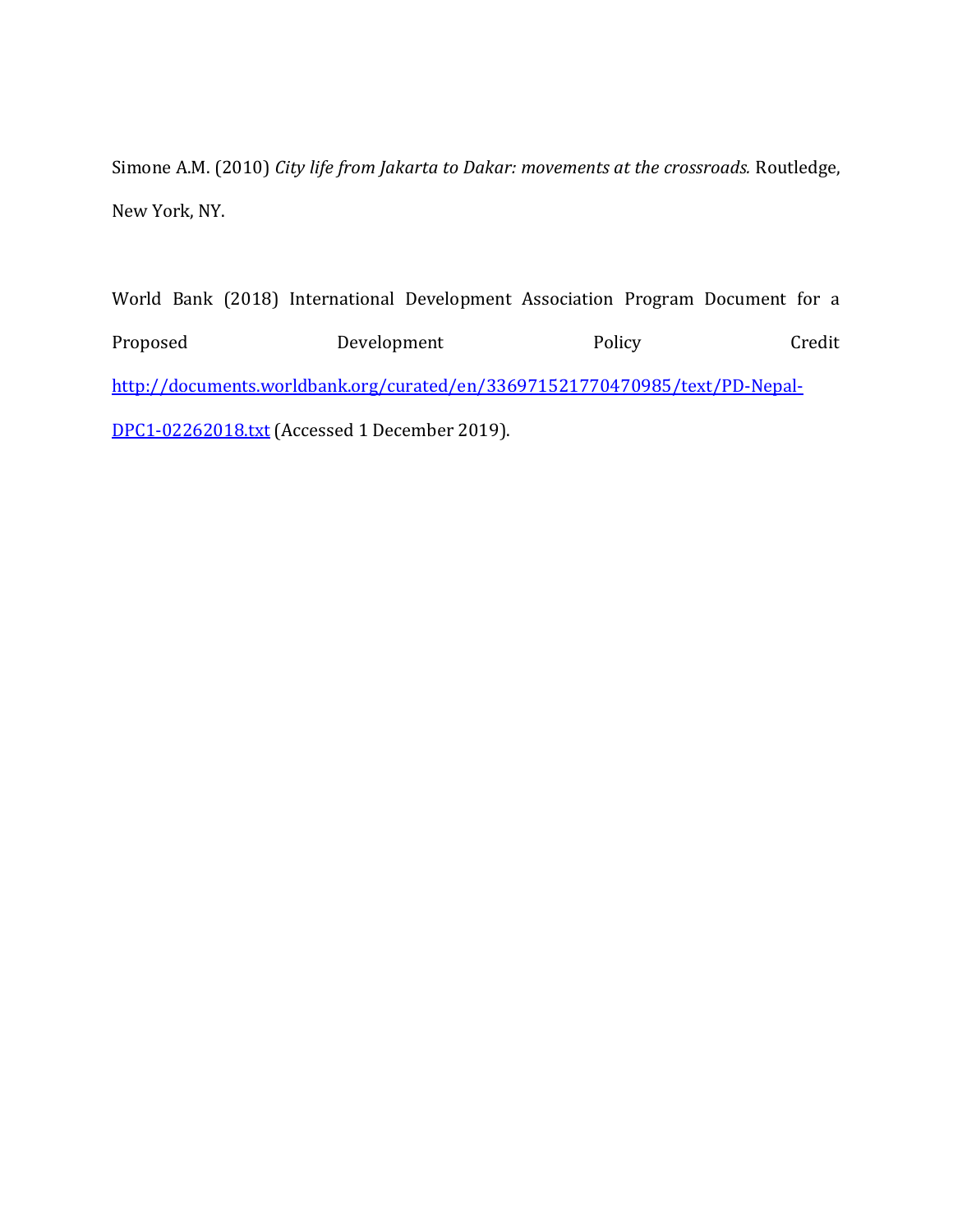Simone A.M. (2010) *City life from Jakarta to Dakar: movements at the crossroads.* Routledge, New York, NY.

World Bank (2018) International Development Association Program Document for a Proposed Development Policy Credit http://documents.worldbank.org/curated/en/336971521770470985/text/PD-Nepal-DPC1-02262018.txt (Accessed 1 December 2019).